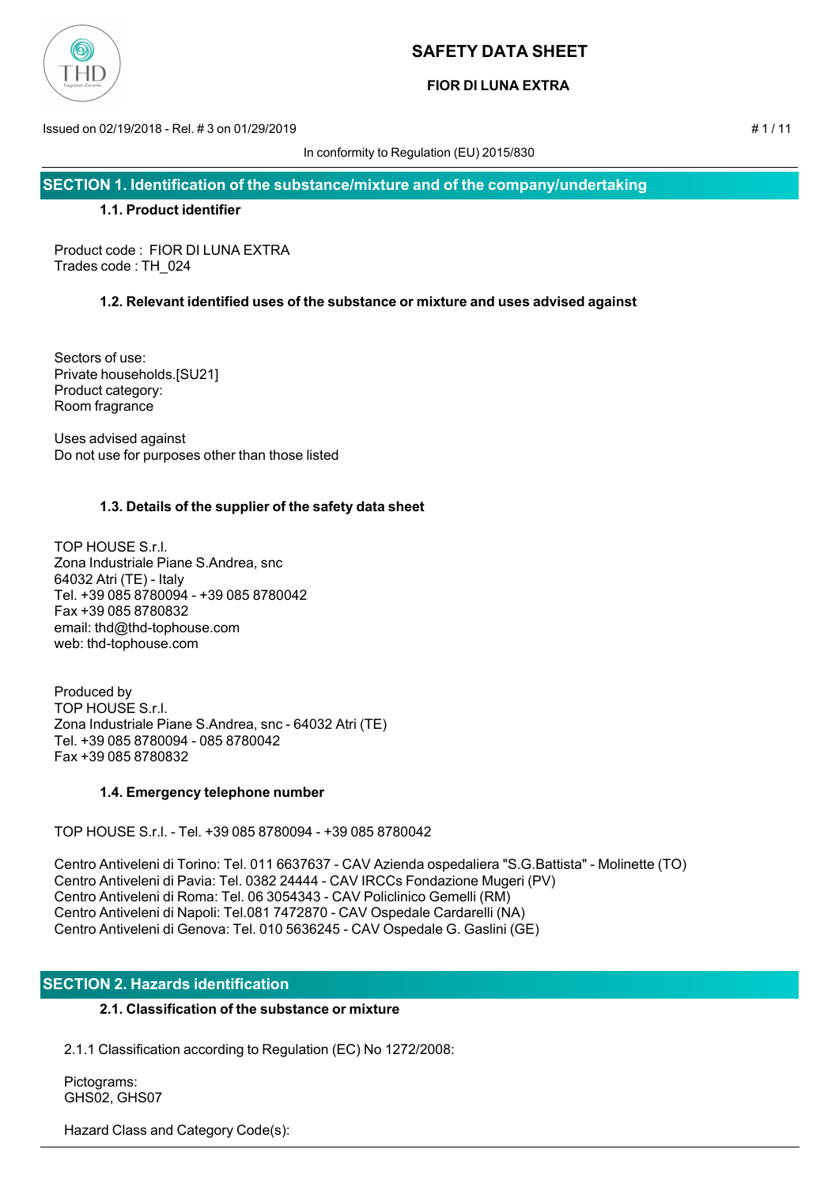# SAFETY DATA SHEET

**FIOR DI LUNA EXTRA**

Issued on 02/19/2018 - Rel. # 3 on 01/29/2019

In conformity to Regulation (EU) 2015/830

## SECTION 1. Identification of the substance/mixture and of the company/undertaking

### 1.1. Product identifier

Product code : FIOR DI LUNA EXTRA
Trades code : TH_024

### 1.2. Relevant identified uses of the substance or mixture and uses advised against

Sectors of use:
Private households.[SU21]
Product category:
Room fragrance

Uses advised against
Do not use for purposes other than those listed

### 1.3. Details of the supplier of the safety data sheet

TOP HOUSE S.r.l.
Zona Industriale Piane S.Andrea, snc
64032 Atri (TE) - Italy
Tel. +39 085 8780094 - +39 085 8780042
Fax +39 085 8780832
email: thd@thd-tophouse.com
web: thd-tophouse.com

Produced by
TOP HOUSE S.r.l.
Zona Industriale Piane S.Andrea, snc - 64032 Atri (TE)
Tel. +39 085 8780094 - 085 8780042
Fax +39 085 8780832

### 1.4. Emergency telephone number

TOP HOUSE S.r.l. - Tel. +39 085 8780094 - +39 085 8780042

Centro Antiveleni di Torino: Tel. 011 6637637 - CAV Azienda ospedaliera "S.G.Battista" - Molinette (TO)
Centro Antiveleni di Pavia: Tel. 0382 24444 - CAV IRCCs Fondazione Mugeri (PV)
Centro Antiveleni di Roma: Tel. 06 3054343 - CAV Policlinico Gemelli (RM)
Centro Antiveleni di Napoli: Tel.081 7472870 - CAV Ospedale Cardarelli (NA)
Centro Antiveleni di Genova: Tel. 010 5636245 - CAV Ospedale G. Gaslini (GE)

## SECTION 2. Hazards identification

### 2.1. Classification of the substance or mixture

2.1.1 Classification according to Regulation (EC) No 1272/2008:

Pictograms:
GHS02, GHS07

Hazard Class and Category Code(s):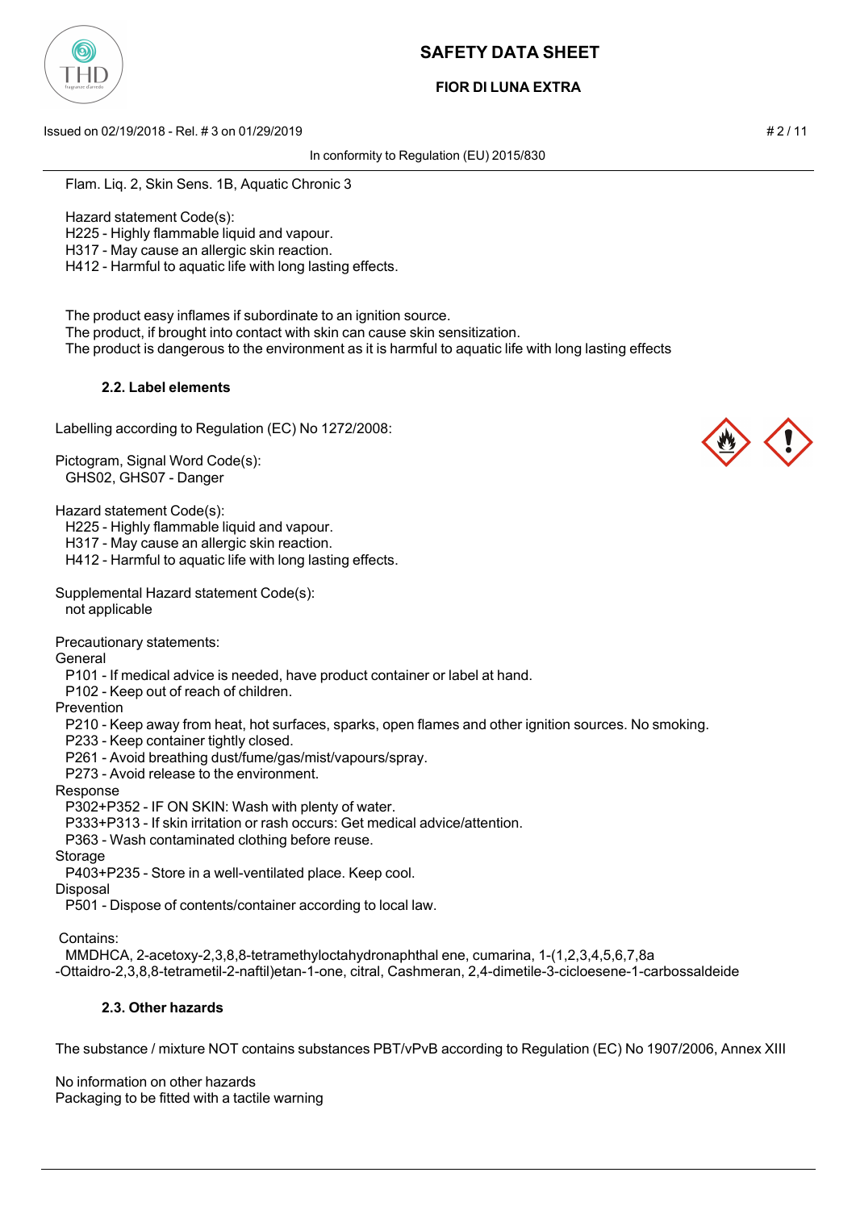Flam. Liq. 2, Skin Sens. 1B, Aquatic Chronic 3

Hazard statement Code(s):
H225 - Highly flammable liquid and vapour.
H317 - May cause an allergic skin reaction.
H412 - Harmful to aquatic life with long lasting effects.

The product easy inflames if subordinate to an ignition source.
The product, if brought into contact with skin can cause skin sensitization.
The product is dangerous to the environment as it is harmful to aquatic life with long lasting effects

### 2.2. Label elements

Labelling according to Regulation (EC) No 1272/2008:

Pictogram, Signal Word Code(s):
GHS02, GHS07 - Danger

Hazard statement Code(s):
H225 - Highly flammable liquid and vapour.
H317 - May cause an allergic skin reaction.
H412 - Harmful to aquatic life with long lasting effects.

Supplemental Hazard statement Code(s):
not applicable

Precautionary statements:

General
P101 - If medical advice is needed, have product container or label at hand.
P102 - Keep out of reach of children.

Prevention
P210 - Keep away from heat, hot surfaces, sparks, open flames and other ignition sources. No smoking.
P233 - Keep container tightly closed.
P261 - Avoid breathing dust/fume/gas/mist/vapours/spray.
P273 - Avoid release to the environment.

Response
P302+P352 - IF ON SKIN: Wash with plenty of water.
P333+P313 - If skin irritation or rash occurs: Get medical advice/attention.
P363 - Wash contaminated clothing before reuse.

Storage
P403+P235 - Store in a well-ventilated place. Keep cool.

Disposal
P501 - Dispose of contents/container according to local law.

Contains:
MMDHCA, 2-acetoxy-2,3,8,8-tetramethyloctahydronaphthal ene, cumarina, 1-(1,2,3,4,5,6,7,8a -Ottaidro-2,3,8,8-tetrametil-2-naftil)etan-1-one, citral, Cashmeran, 2,4-dimetile-3-cicloesene-1-carbossaldeide

### 2.3. Other hazards

The substance / mixture NOT contains substances PBT/vPvB according to Regulation (EC) No 1907/2006, Annex XIII

No information on other hazards
Packaging to be fitted with a tactile warning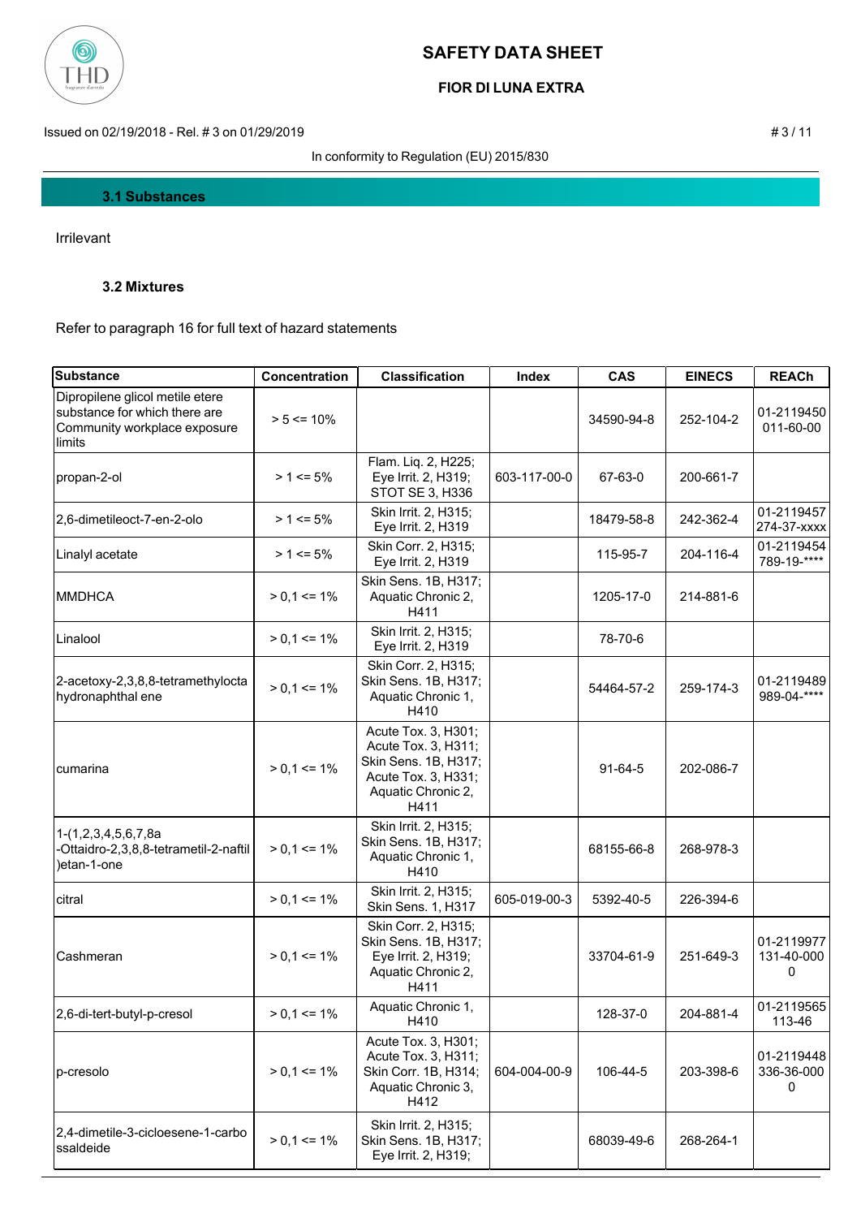### 3.1 Substances

Irrilevant

### 3.2 Mixtures

Refer to paragraph 16 for full text of hazard statements

| Substance | Concentration | Classification | Index | CAS | EINECS | REACh |
|---|---|---|---|---|---|---|
| Dipropilene glicol metile etere substance for which there are Community workplace exposure limits | > 5 <= 10% | | | 34590-94-8 | 252-104-2 | 01-2119450011-60-00 |
| propan-2-ol | > 1 <= 5% | Flam. Liq. 2, H225; Eye Irrit. 2, H319; STOT SE 3, H336 | 603-117-00-0 | 67-63-0 | 200-661-7 | |
| 2,6-dimetileoct-7-en-2-olo | > 1 <= 5% | Skin Irrit. 2, H315; Eye Irrit. 2, H319 | | 18479-58-8 | 242-362-4 | 01-2119457274-37-xxxx |
| Linalyl acetate | > 1 <= 5% | Skin Corr. 2, H315; Eye Irrit. 2, H319 | | 115-95-7 | 204-116-4 | 01-2119454789-19-**** |
| MMDHCA | > 0,1 <= 1% | Skin Sens. 1B, H317; Aquatic Chronic 2, H411 | | 1205-17-0 | 214-881-6 | |
| Linalool | > 0,1 <= 1% | Skin Irrit. 2, H315; Eye Irrit. 2, H319 | | 78-70-6 | | |
| 2-acetoxy-2,3,8,8-tetramethylocta hydronaphthal ene | > 0,1 <= 1% | Skin Corr. 2, H315; Skin Sens. 1B, H317; Aquatic Chronic 1, H410 | | 54464-57-2 | 259-174-3 | 01-2119489989-04-**** |
| cumarina | > 0,1 <= 1% | Acute Tox. 3, H301; Acute Tox. 3, H311; Skin Sens. 1B, H317; Acute Tox. 3, H331; Aquatic Chronic 2, H411 | | 91-64-5 | 202-086-7 | |
| 1-(1,2,3,4,5,6,7,8a-Ottaidro-2,3,8,8-tetrametil-2-naftil)etan-1-one | > 0,1 <= 1% | Skin Irrit. 2, H315; Skin Sens. 1B, H317; Aquatic Chronic 1, H410 | | 68155-66-8 | 268-978-3 | |
| citral | > 0,1 <= 1% | Skin Irrit. 2, H315; Skin Sens. 1, H317 | 605-019-00-3 | 5392-40-5 | 226-394-6 | |
| Cashmeran | > 0,1 <= 1% | Skin Corr. 2, H315; Skin Sens. 1B, H317; Eye Irrit. 2, H319; Aquatic Chronic 2, H411 | | 33704-61-9 | 251-649-3 | 01-2119977131-40-0000 |
| 2,6-di-tert-butyl-p-cresol | > 0,1 <= 1% | Aquatic Chronic 1, H410 | | 128-37-0 | 204-881-4 | 01-2119565113-46 |
| p-cresolo | > 0,1 <= 1% | Acute Tox. 3, H301; Acute Tox. 3, H311; Skin Corr. 1B, H314; Aquatic Chronic 3, H412 | 604-004-00-9 | 106-44-5 | 203-398-6 | 01-2119448336-36-0000 |
| 2,4-dimetile-3-cicloesene-1-carbossaldeide | > 0,1 <= 1% | Skin Irrit. 2, H315; Skin Sens. 1B, H317; Eye Irrit. 2, H319; | | 68039-49-6 | 268-264-1 | |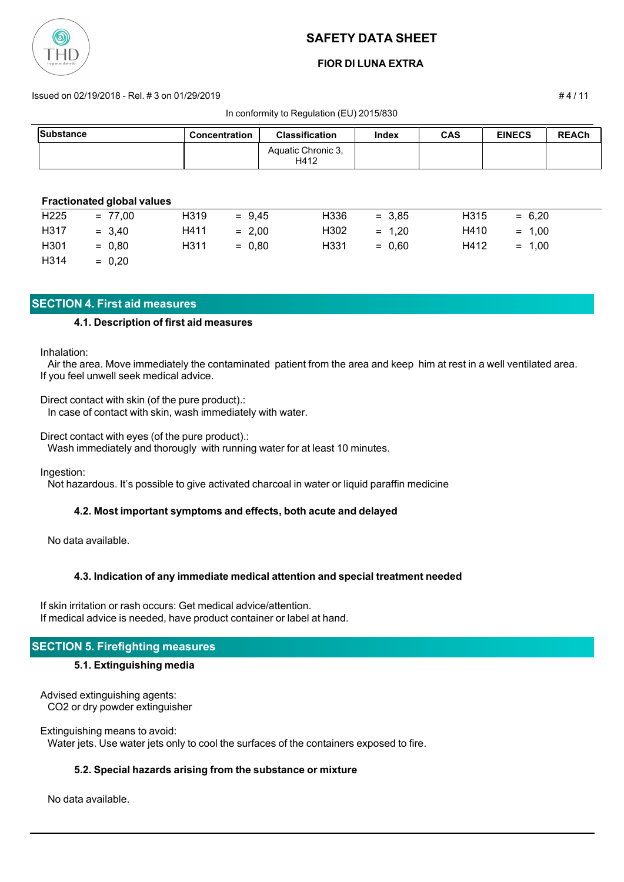| Substance | Concentration | Classification | Index | CAS | EINECS | REACh |
|---|---|---|---|---|---|---|
| | | Aquatic Chronic 3, H412 | | | | |

**Fractionated global values**

| | | | | | | | |
|---|---|---|---|---|---|---|---|
| H225 | = 77,00 | H319 | = 9,45 | H336 | = 3,85 | H315 | = 6,20 |
| H317 | = 3,40 | H411 | = 2,00 | H302 | = 1,20 | H410 | = 1,00 |
| H301 | = 0,80 | H311 | = 0,80 | H331 | = 0,60 | H412 | = 1,00 |
| H314 | = 0,20 | | | | | | |

## SECTION 4. First aid measures

### 4.1. Description of first aid measures

Inhalation:
Air the area. Move immediately the contaminated patient from the area and keep him at rest in a well ventilated area. If you feel unwell seek medical advice.

Direct contact with skin (of the pure product).:
In case of contact with skin, wash immediately with water.

Direct contact with eyes (of the pure product).:
Wash immediately and thorougly with running water for at least 10 minutes.

Ingestion:
Not hazardous. It's possible to give activated charcoal in water or liquid paraffin medicine

### 4.2. Most important symptoms and effects, both acute and delayed

No data available.

### 4.3. Indication of any immediate medical attention and special treatment needed

If skin irritation or rash occurs: Get medical advice/attention.
If medical advice is needed, have product container or label at hand.

## SECTION 5. Firefighting measures

### 5.1. Extinguishing media

Advised extinguishing agents:
$CO_2$ or dry powder extinguisher

Extinguishing means to avoid:
Water jets. Use water jets only to cool the surfaces of the containers exposed to fire.

### 5.2. Special hazards arising from the substance or mixture

No data available.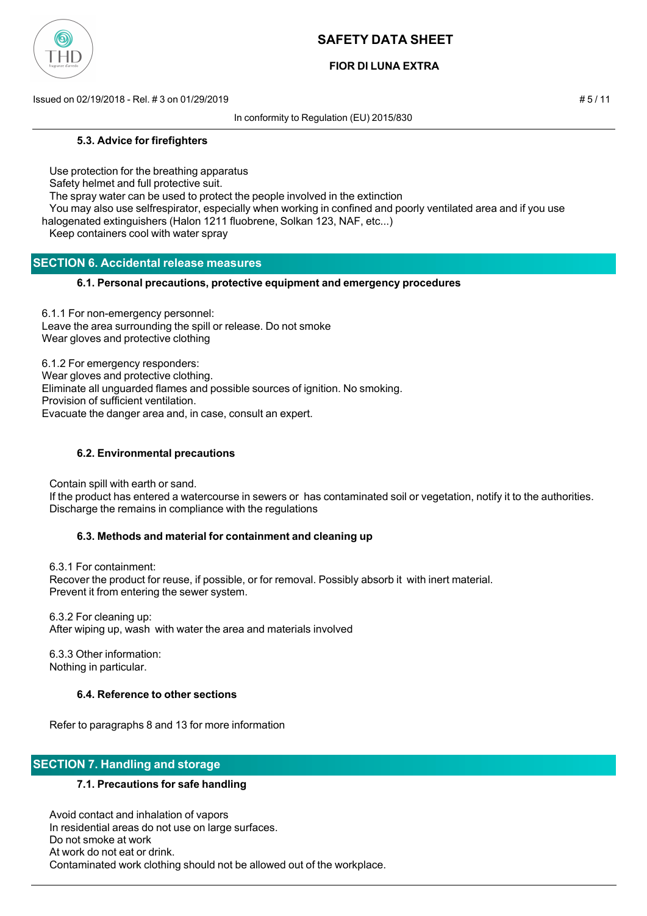#### 5.3. Advice for firefighters

Use protection for the breathing apparatus
Safety helmet and full protective suit.
The spray water can be used to protect the people involved in the extinction
You may also use selfrespirator, especially when working in confined and poorly ventilated area and if you use halogenated extinguishers (Halon 1211 fluobrene, Solkan 123, NAF, etc...)
Keep containers cool with water spray

## SECTION 6. Accidental release measures

#### 6.1. Personal precautions, protective equipment and emergency procedures

6.1.1 For non-emergency personnel:
Leave the area surrounding the spill or release. Do not smoke
Wear gloves and protective clothing

6.1.2 For emergency responders:
Wear gloves and protective clothing.
Eliminate all unguarded flames and possible sources of ignition. No smoking.
Provision of sufficient ventilation.
Evacuate the danger area and, in case, consult an expert.

#### 6.2. Environmental precautions

Contain spill with earth or sand.
If the product has entered a watercourse in sewers or has contaminated soil or vegetation, notify it to the authorities.
Discharge the remains in compliance with the regulations

#### 6.3. Methods and material for containment and cleaning up

6.3.1 For containment:
Recover the product for reuse, if possible, or for removal. Possibly absorb it with inert material.
Prevent it from entering the sewer system.

6.3.2 For cleaning up:
After wiping up, wash with water the area and materials involved

6.3.3 Other information:
Nothing in particular.

#### 6.4. Reference to other sections

Refer to paragraphs 8 and 13 for more information

## SECTION 7. Handling and storage

#### 7.1. Precautions for safe handling

Avoid contact and inhalation of vapors
In residential areas do not use on large surfaces.
Do not smoke at work
At work do not eat or drink.
Contaminated work clothing should not be allowed out of the workplace.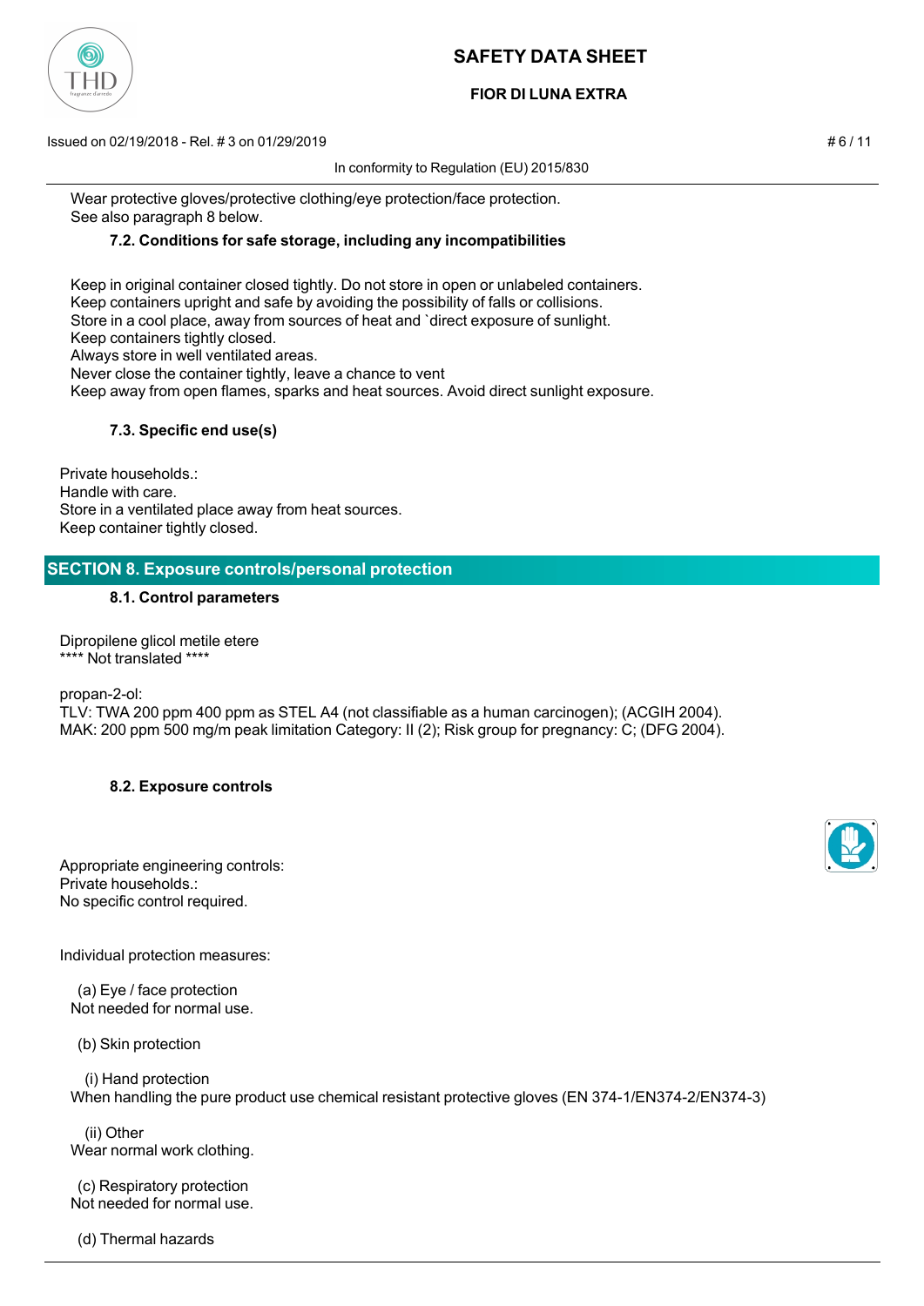Wear protective gloves/protective clothing/eye protection/face protection.
See also paragraph 8 below.

### 7.2. Conditions for safe storage, including any incompatibilities

Keep in original container closed tightly. Do not store in open or unlabeled containers.
Keep containers upright and safe by avoiding the possibility of falls or collisions.
Store in a cool place, away from sources of heat and `direct exposure of sunlight.
Keep containers tightly closed.
Always store in well ventilated areas.
Never close the container tightly, leave a chance to vent
Keep away from open flames, sparks and heat sources. Avoid direct sunlight exposure.

### 7.3. Specific end use(s)

Private households.:
Handle with care.
Store in a ventilated place away from heat sources.
Keep container tightly closed.

## SECTION 8. Exposure controls/personal protection

### 8.1. Control parameters

Dipropilene glicol metile etere
**** Not translated ****

propan-2-ol:
TLV: TWA 200 ppm 400 ppm as STEL A4 (not classifiable as a human carcinogen); (ACGIH 2004).
MAK: 200 ppm 500 mg/m peak limitation Category: II (2); Risk group for pregnancy: C; (DFG 2004).

### 8.2. Exposure controls

Appropriate engineering controls:
Private households.:
No specific control required.

Individual protection measures:

(a) Eye / face protection
Not needed for normal use.

(b) Skin protection

(i) Hand protection
When handling the pure product use chemical resistant protective gloves (EN 374-1/EN374-2/EN374-3)

(ii) Other
Wear normal work clothing.

(c) Respiratory protection
Not needed for normal use.

(d) Thermal hazards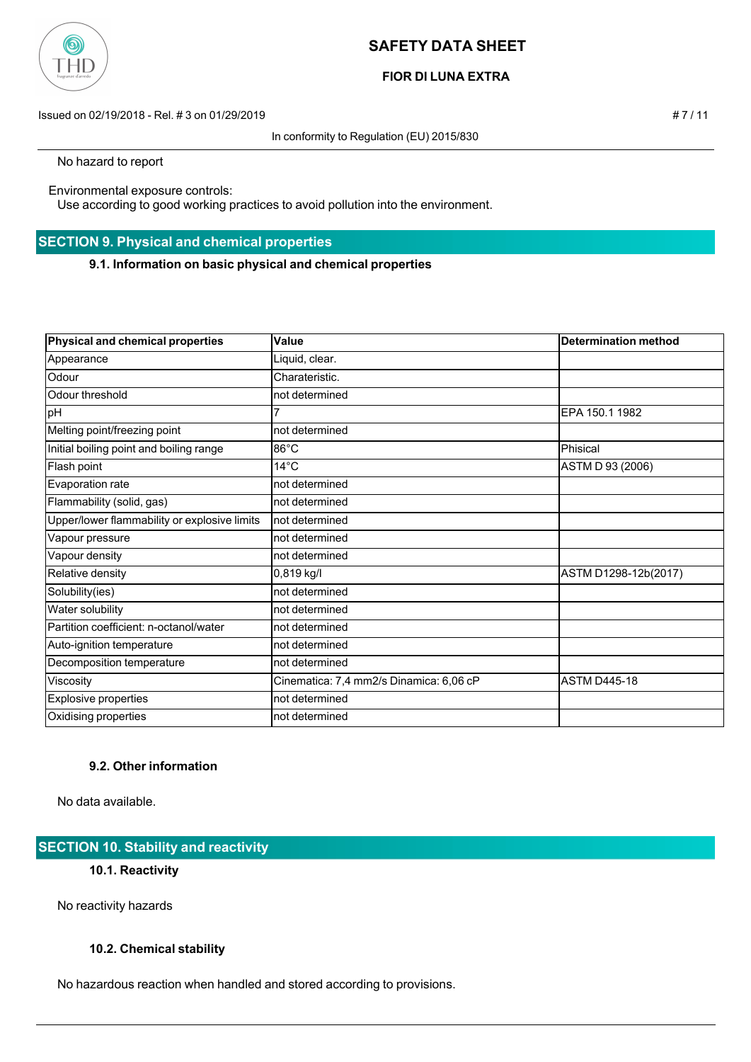No hazard to report

Environmental exposure controls:
Use according to good working practices to avoid pollution into the environment.

## SECTION 9. Physical and chemical properties

### 9.1. Information on basic physical and chemical properties

| Physical and chemical properties | Value | Determination method |
|---|---|---|
| Appearance | Liquid, clear. | |
| Odour | Charateristic. | |
| Odour threshold | not determined | |
| pH | 7 | EPA 150.1 1982 |
| Melting point/freezing point | not determined | |
| Initial boiling point and boiling range | 86°C | Phisical |
| Flash point | 14°C | ASTM D 93 (2006) |
| Evaporation rate | not determined | |
| Flammability (solid, gas) | not determined | |
| Upper/lower flammability or explosive limits | not determined | |
| Vapour pressure | not determined | |
| Vapour density | not determined | |
| Relative density | 0,819 kg/l | ASTM D1298-12b(2017) |
| Solubility(ies) | not determined | |
| Water solubility | not determined | |
| Partition coefficient: n-octanol/water | not determined | |
| Auto-ignition temperature | not determined | |
| Decomposition temperature | not determined | |
| Viscosity | Cinematica: 7,4 mm2/s Dinamica: 6,06 cP | ASTM D445-18 |
| Explosive properties | not determined | |
| Oxidising properties | not determined | |

### 9.2. Other information

No data available.

## SECTION 10. Stability and reactivity

### 10.1. Reactivity

No reactivity hazards

### 10.2. Chemical stability

No hazardous reaction when handled and stored according to provisions.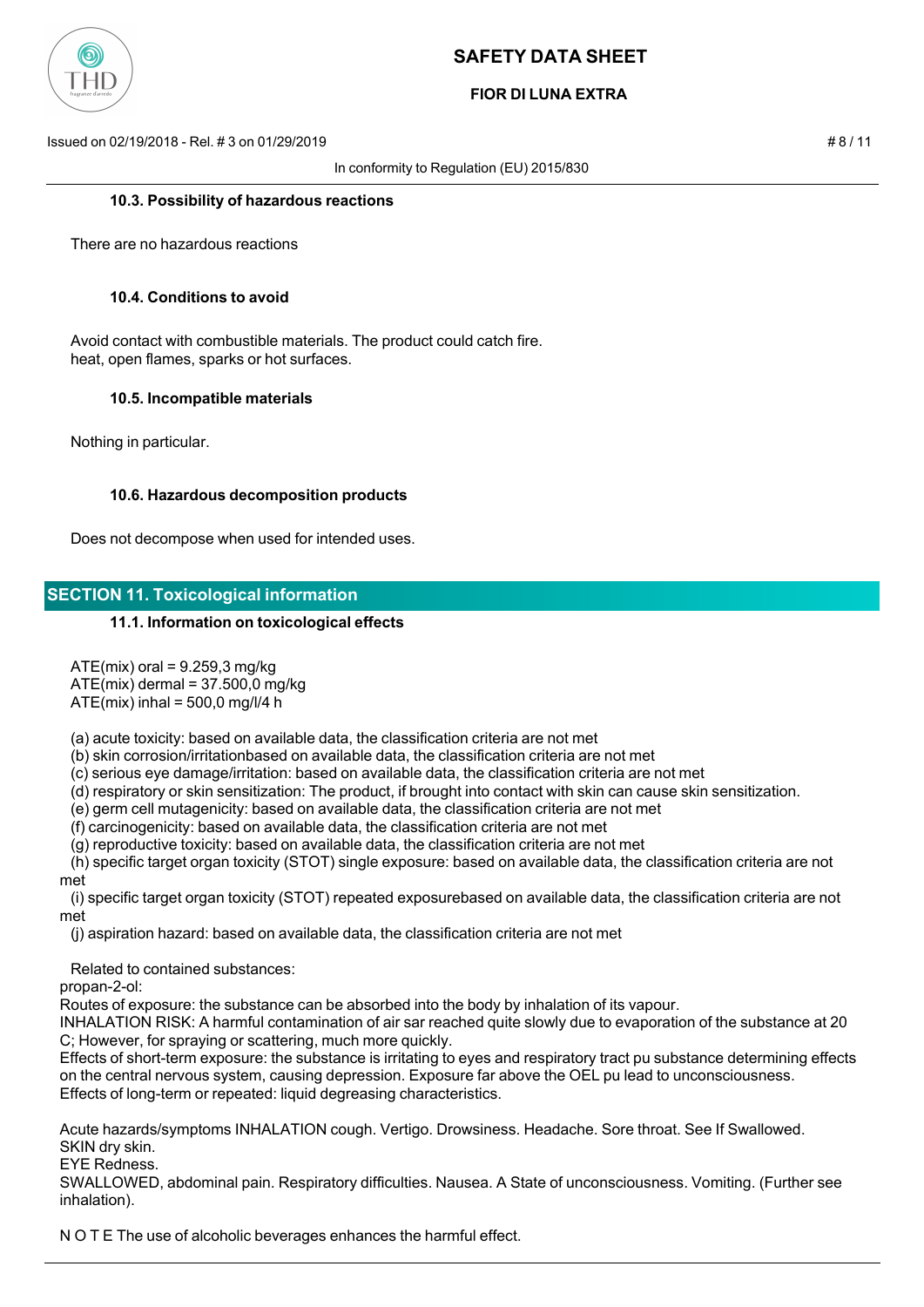### 10.3. Possibility of hazardous reactions

There are no hazardous reactions

### 10.4. Conditions to avoid

Avoid contact with combustible materials. The product could catch fire.
heat, open flames, sparks or hot surfaces.

### 10.5. Incompatible materials

Nothing in particular.

### 10.6. Hazardous decomposition products

Does not decompose when used for intended uses.

## SECTION 11. Toxicological information

### 11.1. Information on toxicological effects

ATE(mix) oral = 9.259,3 mg/kg
ATE(mix) dermal = 37.500,0 mg/kg
ATE(mix) inhal = 500,0 mg/l/4 h

(a) acute toxicity: based on available data, the classification criteria are not met
(b) skin corrosion/irritationbased on available data, the classification criteria are not met
(c) serious eye damage/irritation: based on available data, the classification criteria are not met
(d) respiratory or skin sensitization: The product, if brought into contact with skin can cause skin sensitization.
(e) germ cell mutagenicity: based on available data, the classification criteria are not met
(f) carcinogenicity: based on available data, the classification criteria are not met
(g) reproductive toxicity: based on available data, the classification criteria are not met
(h) specific target organ toxicity (STOT) single exposure: based on available data, the classification criteria are not met
(i) specific target organ toxicity (STOT) repeated exposurebased on available data, the classification criteria are not met
(j) aspiration hazard: based on available data, the classification criteria are not met

Related to contained substances:
propan-2-ol:
Routes of exposure: the substance can be absorbed into the body by inhalation of its vapour.
INHALATION RISK: A harmful contamination of air sar reached quite slowly due to evaporation of the substance at 20 C; However, for spraying or scattering, much more quickly.
Effects of short-term exposure: the substance is irritating to eyes and respiratory tract pu substance determining effects on the central nervous system, causing depression. Exposure far above the OEL pu lead to unconsciousness.
Effects of long-term or repeated: liquid degreasing characteristics.

Acute hazards/symptoms INHALATION cough. Vertigo. Drowsiness. Headache. Sore throat. See If Swallowed.
SKIN dry skin.
EYE Redness.
SWALLOWED, abdominal pain. Respiratory difficulties. Nausea. A State of unconsciousness. Vomiting. (Further see inhalation).

N O T E The use of alcoholic beverages enhances the harmful effect.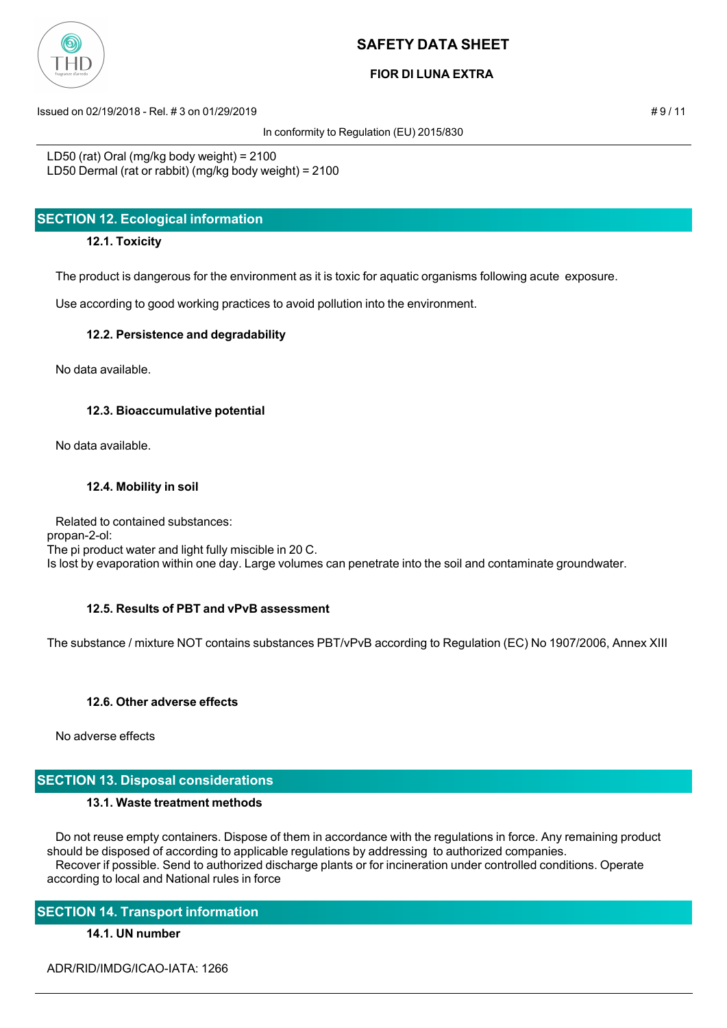LD50 (rat) Oral (mg/kg body weight) = 2100
LD50 Dermal (rat or rabbit) (mg/kg body weight) = 2100

## SECTION 12. Ecological information

### 12.1. Toxicity

The product is dangerous for the environment as it is toxic for aquatic organisms following acute exposure.

Use according to good working practices to avoid pollution into the environment.

### 12.2. Persistence and degradability

No data available.

### 12.3. Bioaccumulative potential

No data available.

### 12.4. Mobility in soil

Related to contained substances:
propan-2-ol:
The pi product water and light fully miscible in 20 C.
Is lost by evaporation within one day. Large volumes can penetrate into the soil and contaminate groundwater.

### 12.5. Results of PBT and vPvB assessment

The substance / mixture NOT contains substances PBT/vPvB according to Regulation (EC) No 1907/2006, Annex XIII

### 12.6. Other adverse effects

No adverse effects

## SECTION 13. Disposal considerations

### 13.1. Waste treatment methods

Do not reuse empty containers. Dispose of them in accordance with the regulations in force. Any remaining product should be disposed of according to applicable regulations by addressing to authorized companies.
Recover if possible. Send to authorized discharge plants or for incineration under controlled conditions. Operate according to local and National rules in force

## SECTION 14. Transport information

### 14.1. UN number

ADR/RID/IMDG/ICAO-IATA: 1266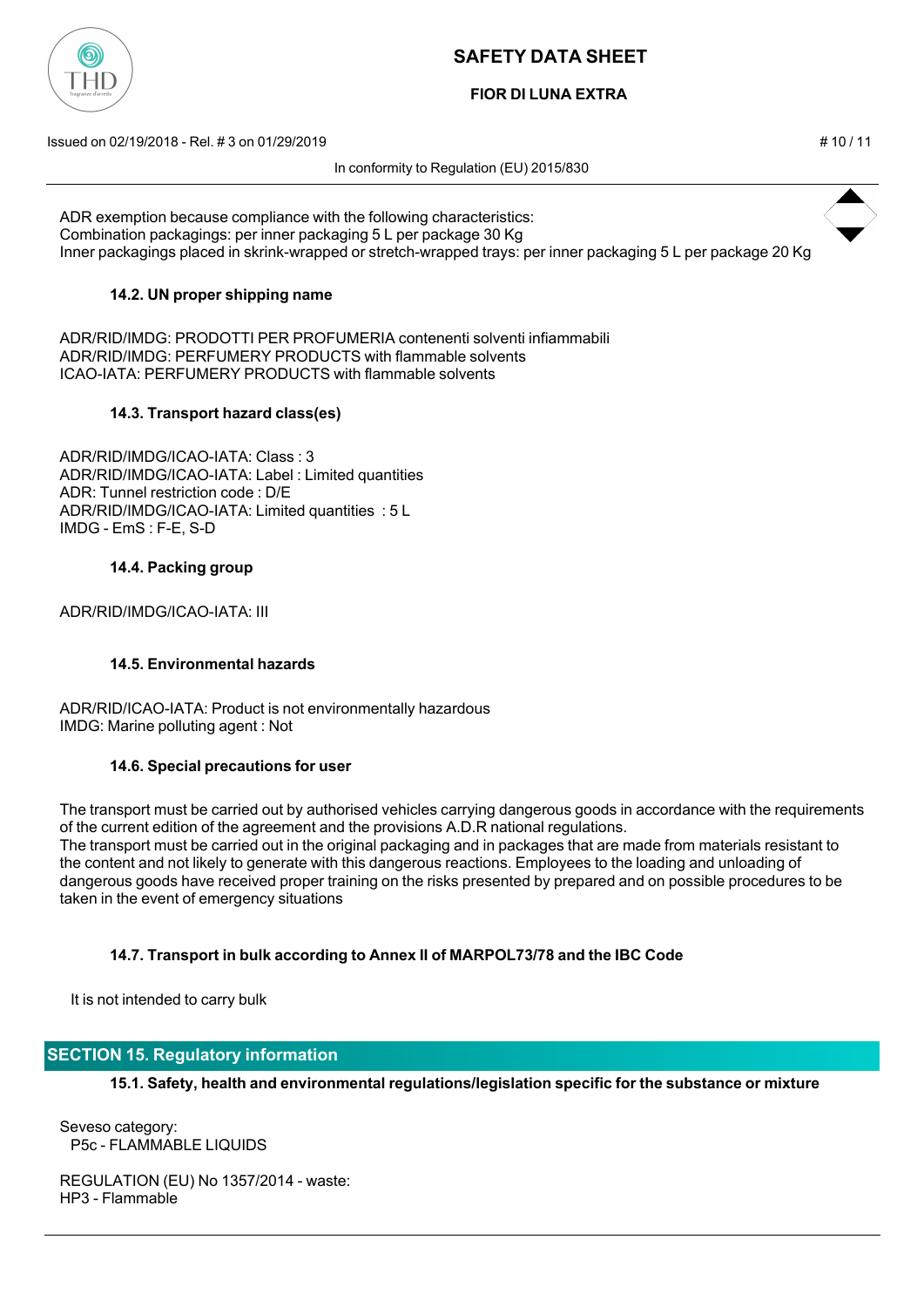ADR exemption because compliance with the following characteristics:
Combination packagings: per inner packaging 5 L per package 30 Kg
Inner packagings placed in skrink-wrapped or stretch-wrapped trays: per inner packaging 5 L per package 20 Kg

### 14.2. UN proper shipping name

ADR/RID/IMDG: PRODOTTI PER PROFUMERIA contenenti solventi infiammabili
ADR/RID/IMDG: PERFUMERY PRODUCTS with flammable solvents
ICAO-IATA: PERFUMERY PRODUCTS with flammable solvents

### 14.3. Transport hazard class(es)

ADR/RID/IMDG/ICAO-IATA: Class : 3
ADR/RID/IMDG/ICAO-IATA: Label : Limited quantities
ADR: Tunnel restriction code : D/E
ADR/RID/IMDG/ICAO-IATA: Limited quantities : 5 L
IMDG - EmS : F-E, S-D

### 14.4. Packing group

ADR/RID/IMDG/ICAO-IATA: III

### 14.5. Environmental hazards

ADR/RID/ICAO-IATA: Product is not environmentally hazardous
IMDG: Marine polluting agent : Not

### 14.6. Special precautions for user

The transport must be carried out by authorised vehicles carrying dangerous goods in accordance with the requirements of the current edition of the agreement and the provisions A.D.R national regulations.
The transport must be carried out in the original packaging and in packages that are made from materials resistant to the content and not likely to generate with this dangerous reactions. Employees to the loading and unloading of dangerous goods have received proper training on the risks presented by prepared and on possible procedures to be taken in the event of emergency situations

### 14.7. Transport in bulk according to Annex II of MARPOL73/78 and the IBC Code

It is not intended to carry bulk

## SECTION 15. Regulatory information

### 15.1. Safety, health and environmental regulations/legislation specific for the substance or mixture

Seveso category:
P5c - FLAMMABLE LIQUIDS

REGULATION (EU) No 1357/2014 - waste:
HP3 - Flammable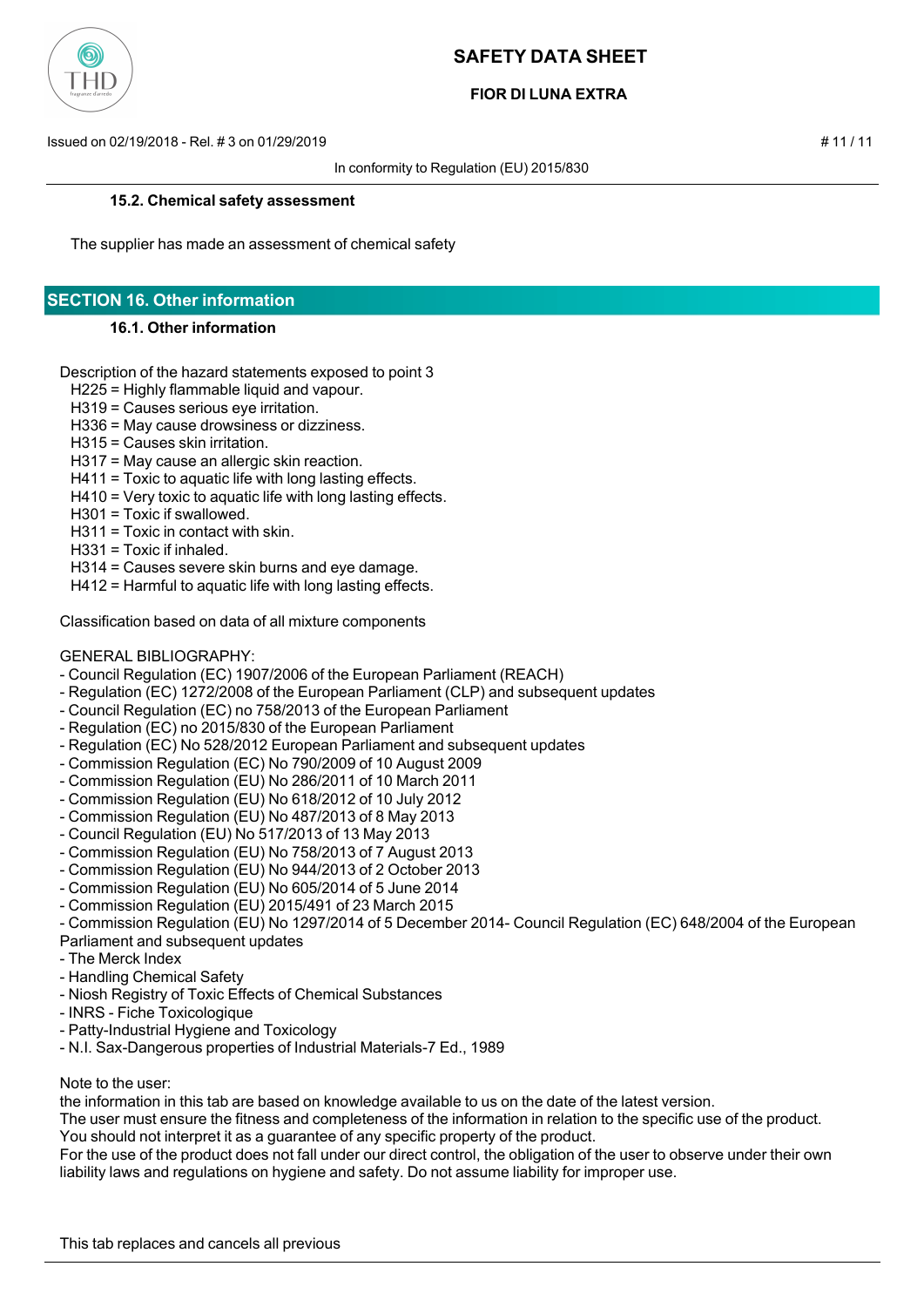### 15.2. Chemical safety assessment

The supplier has made an assessment of chemical safety

## SECTION 16. Other information

### 16.1. Other information

Description of the hazard statements exposed to point 3

H225 = Highly flammable liquid and vapour.
H319 = Causes serious eye irritation.
H336 = May cause drowsiness or dizziness.
H315 = Causes skin irritation.
H317 = May cause an allergic skin reaction.
H411 = Toxic to aquatic life with long lasting effects.
H410 = Very toxic to aquatic life with long lasting effects.
H301 = Toxic if swallowed.
H311 = Toxic in contact with skin.
H331 = Toxic if inhaled.
H314 = Causes severe skin burns and eye damage.
H412 = Harmful to aquatic life with long lasting effects.

Classification based on data of all mixture components

GENERAL BIBLIOGRAPHY:

- Council Regulation (EC) 1907/2006 of the European Parliament (REACH)
- Regulation (EC) 1272/2008 of the European Parliament (CLP) and subsequent updates
- Council Regulation (EC) no 758/2013 of the European Parliament
- Regulation (EC) no 2015/830 of the European Parliament
- Regulation (EC) No 528/2012 European Parliament and subsequent updates
- Commission Regulation (EC) No 790/2009 of 10 August 2009
- Commission Regulation (EU) No 286/2011 of 10 March 2011
- Commission Regulation (EU) No 618/2012 of 10 July 2012
- Commission Regulation (EU) No 487/2013 of 8 May 2013
- Council Regulation (EU) No 517/2013 of 13 May 2013
- Commission Regulation (EU) No 758/2013 of 7 August 2013
- Commission Regulation (EU) No 944/2013 of 2 October 2013
- Commission Regulation (EU) No 605/2014 of 5 June 2014
- Commission Regulation (EU) 2015/491 of 23 March 2015
- Commission Regulation (EU) No 1297/2014 of 5 December 2014- Council Regulation (EC) 648/2004 of the European Parliament and subsequent updates
- The Merck Index
- Handling Chemical Safety
- Niosh Registry of Toxic Effects of Chemical Substances
- INRS - Fiche Toxicologique
- Patty-Industrial Hygiene and Toxicology
- N.I. Sax-Dangerous properties of Industrial Materials-7 Ed., 1989

Note to the user:
the information in this tab are based on knowledge available to us on the date of the latest version.
The user must ensure the fitness and completeness of the information in relation to the specific use of the product.
You should not interpret it as a guarantee of any specific property of the product.
For the use of the product does not fall under our direct control, the obligation of the user to observe under their own liability laws and regulations on hygiene and safety. Do not assume liability for improper use.

This tab replaces and cancels all previous